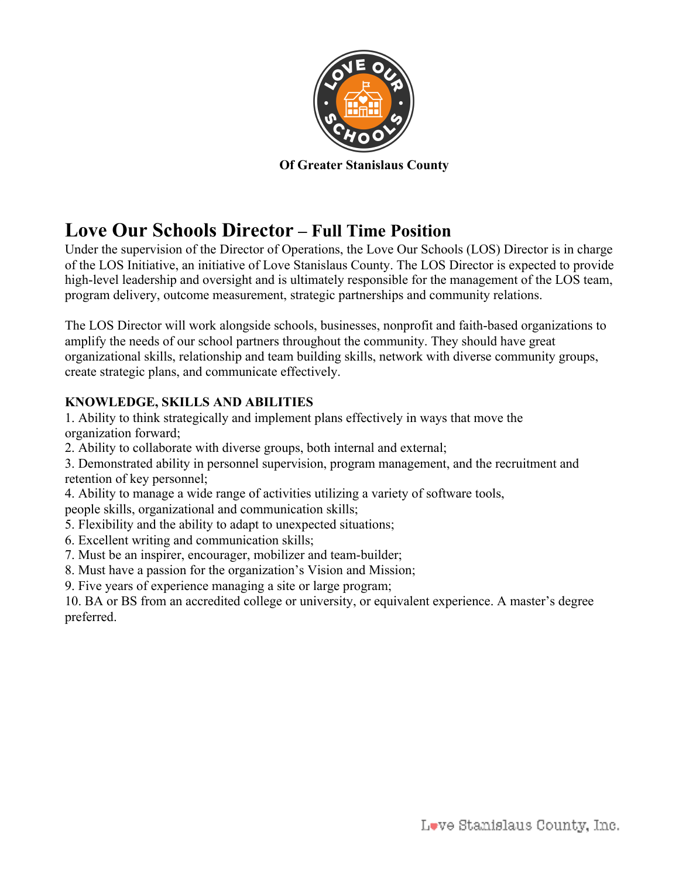**Of Greater Stanislaus County**

# Love Our Schools Director – Full Time Position

Under the supervision of the Director of Operations, the Love Our Schools (LOS) Director is in charge of the LOS Initiative, an initiative of Love Stanislaus County. The LOS Director is expected to provide high-level leadership and oversight and is ultimately responsible for the management of the LOS team, program delivery, outcome measurement, strategic partnerships and community relations.

The LOS Director will work alongside schools, businesses, nonprofit and faith-based organizations to amplify the needs of our school partners throughout the community. They should have great organizational skills, relationship and team building skills, network with diverse community groups, create strategic plans, and communicate effectively.

**KNOWLEDGE, SKILLS AND ABILITIES**

1. Ability to think strategically and implement plans effectively in ways that move the organization forward;
2. Ability to collaborate with diverse groups, both internal and external;
3. Demonstrated ability in personnel supervision, program management, and the recruitment and retention of key personnel;
4. Ability to manage a wide range of activities utilizing a variety of software tools, people skills, organizational and communication skills;
5. Flexibility and the ability to adapt to unexpected situations;
6. Excellent writing and communication skills;
7. Must be an inspirer, encourager, mobilizer and team-builder;
8. Must have a passion for the organization's Vision and Mission;
9. Five years of experience managing a site or large program;
10. BA or BS from an accredited college or university, or equivalent experience. A master's degree preferred.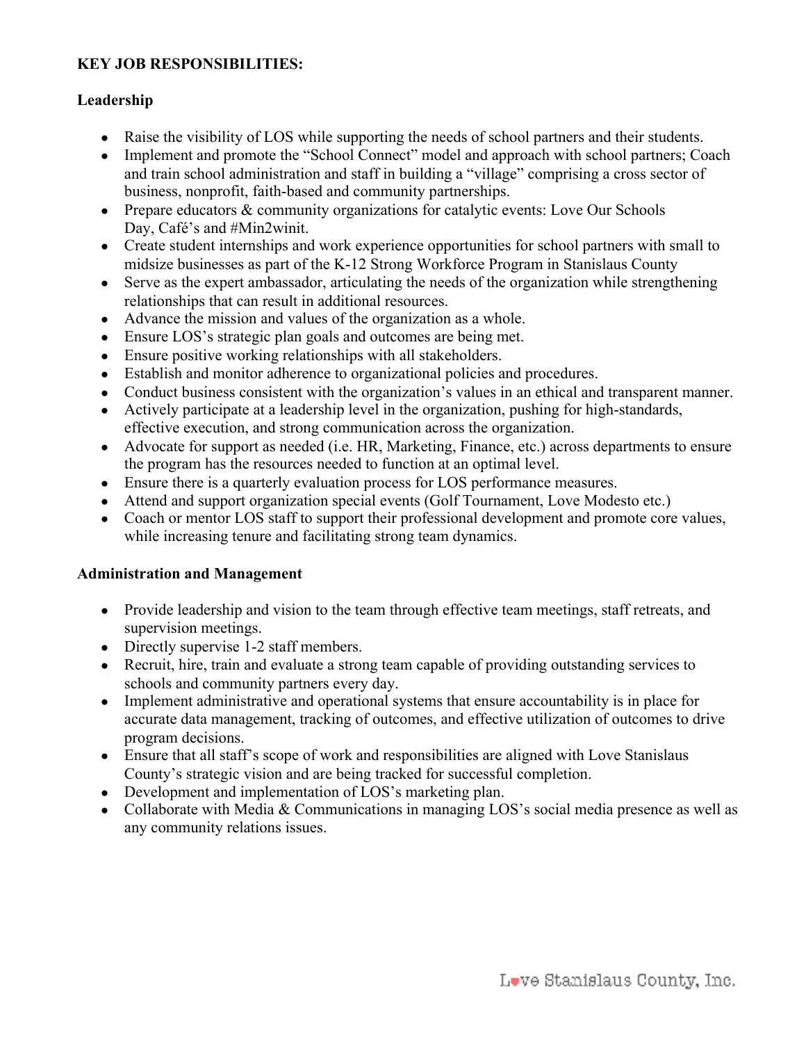**KEY JOB RESPONSIBILITIES:**

**Leadership**

- Raise the visibility of LOS while supporting the needs of school partners and their students.
- Implement and promote the "School Connect" model and approach with school partners; Coach and train school administration and staff in building a "village" comprising a cross sector of business, nonprofit, faith-based and community partnerships.
- Prepare educators & community organizations for catalytic events: Love Our Schools Day, Café's and #Min2winit.
- Create student internships and work experience opportunities for school partners with small to midsize businesses as part of the K-12 Strong Workforce Program in Stanislaus County
- Serve as the expert ambassador, articulating the needs of the organization while strengthening relationships that can result in additional resources.
- Advance the mission and values of the organization as a whole.
- Ensure LOS's strategic plan goals and outcomes are being met.
- Ensure positive working relationships with all stakeholders.
- Establish and monitor adherence to organizational policies and procedures.
- Conduct business consistent with the organization's values in an ethical and transparent manner.
- Actively participate at a leadership level in the organization, pushing for high-standards, effective execution, and strong communication across the organization.
- Advocate for support as needed (i.e. HR, Marketing, Finance, etc.) across departments to ensure the program has the resources needed to function at an optimal level.
- Ensure there is a quarterly evaluation process for LOS performance measures.
- Attend and support organization special events (Golf Tournament, Love Modesto etc.)
- Coach or mentor LOS staff to support their professional development and promote core values, while increasing tenure and facilitating strong team dynamics.

**Administration and Management**

- Provide leadership and vision to the team through effective team meetings, staff retreats, and supervision meetings.
- Directly supervise 1-2 staff members.
- Recruit, hire, train and evaluate a strong team capable of providing outstanding services to schools and community partners every day.
- Implement administrative and operational systems that ensure accountability is in place for accurate data management, tracking of outcomes, and effective utilization of outcomes to drive program decisions.
- Ensure that all staff's scope of work and responsibilities are aligned with Love Stanislaus County's strategic vision and are being tracked for successful completion.
- Development and implementation of LOS's marketing plan.
- Collaborate with Media & Communications in managing LOS's social media presence as well as any community relations issues.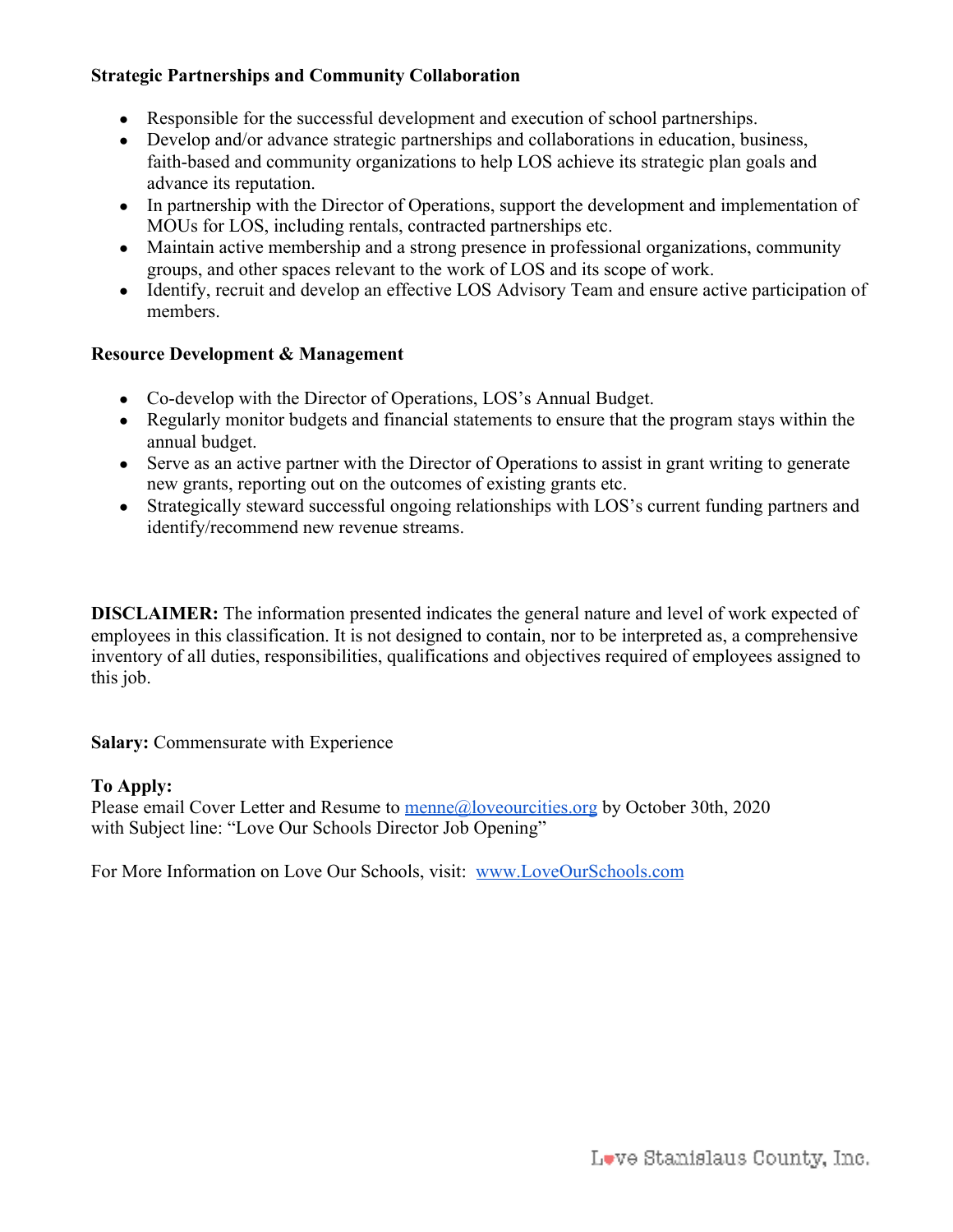**Strategic Partnerships and Community Collaboration**

- Responsible for the successful development and execution of school partnerships.
- Develop and/or advance strategic partnerships and collaborations in education, business, faith-based and community organizations to help LOS achieve its strategic plan goals and advance its reputation.
- In partnership with the Director of Operations, support the development and implementation of MOUs for LOS, including rentals, contracted partnerships etc.
- Maintain active membership and a strong presence in professional organizations, community groups, and other spaces relevant to the work of LOS and its scope of work.
- Identify, recruit and develop an effective LOS Advisory Team and ensure active participation of members.

**Resource Development & Management**

- Co-develop with the Director of Operations, LOS's Annual Budget.
- Regularly monitor budgets and financial statements to ensure that the program stays within the annual budget.
- Serve as an active partner with the Director of Operations to assist in grant writing to generate new grants, reporting out on the outcomes of existing grants etc.
- Strategically steward successful ongoing relationships with LOS's current funding partners and identify/recommend new revenue streams.

**DISCLAIMER:** The information presented indicates the general nature and level of work expected of employees in this classification. It is not designed to contain, nor to be interpreted as, a comprehensive inventory of all duties, responsibilities, qualifications and objectives required of employees assigned to this job.

**Salary:** Commensurate with Experience

**To Apply:**
Please email Cover Letter and Resume to menne@loveourcities.org by October 30th, 2020 with Subject line: "Love Our Schools Director Job Opening"

For More Information on Love Our Schools, visit: www.LoveOurSchools.com